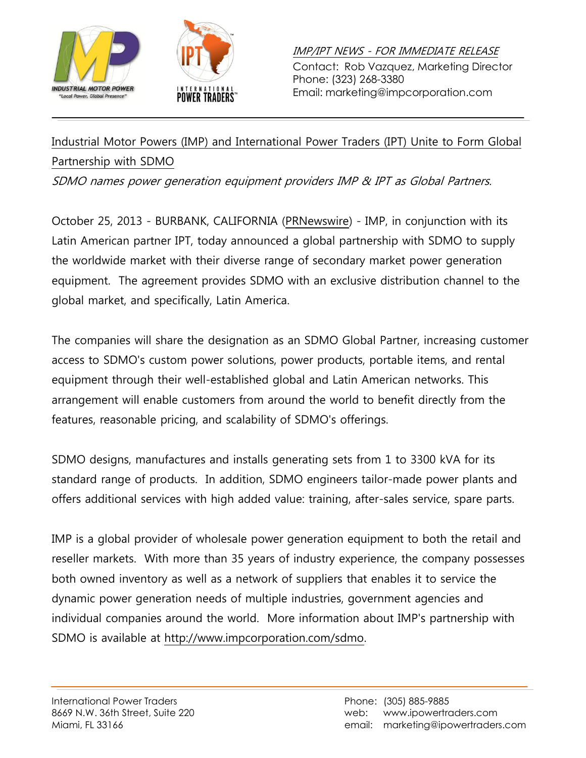INDUSTRIAL MOTOR POWER
"Local Power, Global Presence"

INTERNATIONAL POWER TRADERS™

*IMP/IPT NEWS - FOR IMMEDIATE RELEASE*
Contact: Rob Vazquez, Marketing Director
Phone: (323) 268-3380
Email: marketing@impcorporation.com

---

# Industrial Motor Powers (IMP) and International Power Traders (IPT) Unite to Form Global Partnership with SDMO

*SDMO names power generation equipment providers IMP & IPT as Global Partners.*

October 25, 2013 - BURBANK, CALIFORNIA (PRNewswire) - IMP, in conjunction with its Latin American partner IPT, today announced a global partnership with SDMO to supply the worldwide market with their diverse range of secondary market power generation equipment. The agreement provides SDMO with an exclusive distribution channel to the global market, and specifically, Latin America.

The companies will share the designation as an SDMO Global Partner, increasing customer access to SDMO's custom power solutions, power products, portable items, and rental equipment through their well-established global and Latin American networks. This arrangement will enable customers from around the world to benefit directly from the features, reasonable pricing, and scalability of SDMO's offerings.

SDMO designs, manufactures and installs generating sets from 1 to 3300 kVA for its standard range of products. In addition, SDMO engineers tailor-made power plants and offers additional services with high added value: training, after-sales service, spare parts.

IMP is a global provider of wholesale power generation equipment to both the retail and reseller markets. With more than 35 years of industry experience, the company possesses both owned inventory as well as a network of suppliers that enables it to service the dynamic power generation needs of multiple industries, government agencies and individual companies around the world. More information about IMP's partnership with SDMO is available at http://www.impcorporation.com/sdmo.

---

International Power Traders
8669 N.W. 36th Street, Suite 220
Miami, FL 33166

Phone: (305) 885-9885
web: www.ipowertraders.com
email: marketing@ipowertraders.com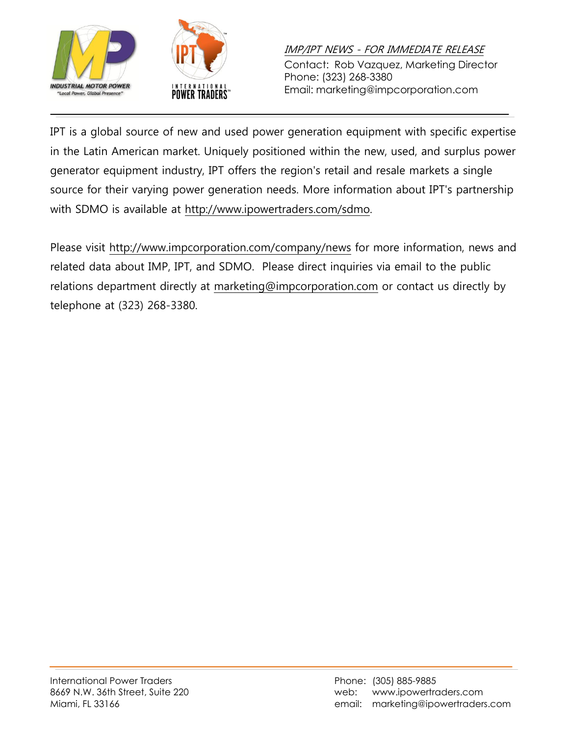*IMP/IPT NEWS - FOR IMMEDIATE RELEASE*

Contact: Rob Vazquez, Marketing Director
Phone: (323) 268-3380
Email: marketing@impcorporation.com

IPT is a global source of new and used power generation equipment with specific expertise in the Latin American market. Uniquely positioned within the new, used, and surplus power generator equipment industry, IPT offers the region's retail and resale markets a single source for their varying power generation needs. More information about IPT's partnership with SDMO is available at http://www.ipowertraders.com/sdmo.

Please visit http://www.impcorporation.com/company/news for more information, news and related data about IMP, IPT, and SDMO. Please direct inquiries via email to the public relations department directly at marketing@impcorporation.com or contact us directly by telephone at (323) 268-3380.

International Power Traders
8669 N.W. 36th Street, Suite 220
Miami, FL 33166

Phone: (305) 885-9885
web: www.ipowertraders.com
email: marketing@ipowertraders.com